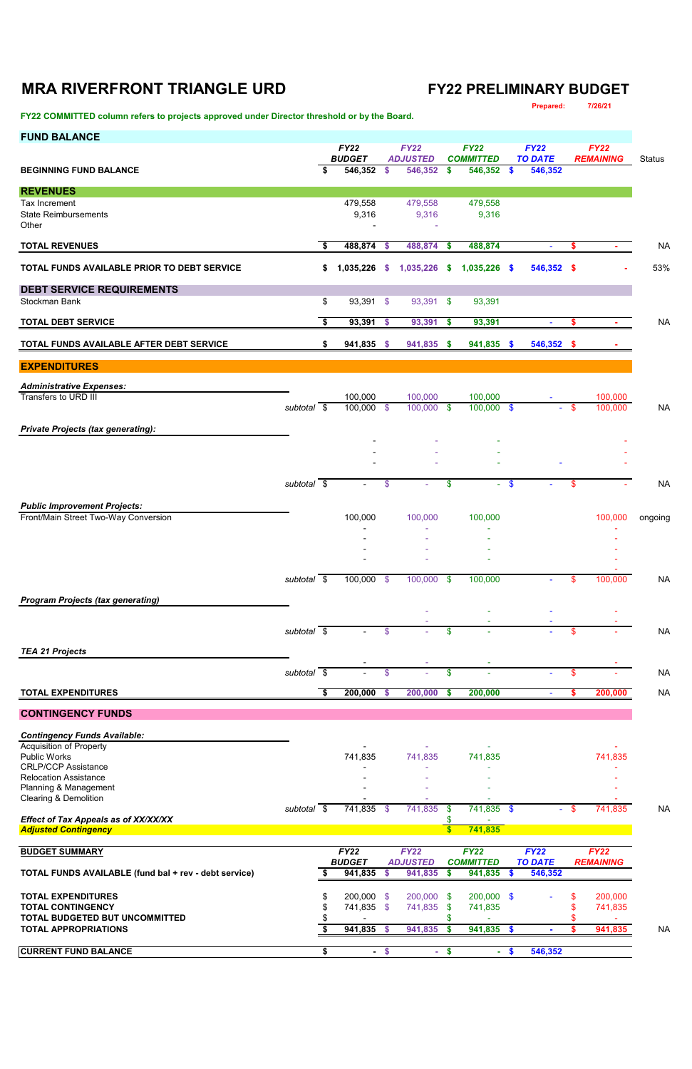# MRA RIVERFRONT TRIANGLE URD

## FY22 PRELIMINARY BUDGET

Prepared: 7/26/21

**FY22 COMMITTED column refers to projects approved under Director threshold or by the Board.**

| FUND BALANCE | FY22 BUDGET | FY22 ADJUSTED | FY22 COMMITTED | FY22 TO DATE | FY22 REMAINING | Status |
|---|---|---|---|---|---|---|
| **BEGINNING FUND BALANCE** | $ 546,352 | $ 546,352 | $ 546,352 | $ 546,352 | | |
| **REVENUES** | | | | | | |
| Tax Increment | 479,558 | 479,558 | 479,558 | | | |
| State Reimbursements | 9,316 | 9,316 | 9,316 | | | |
| Other | - | - | | | | |
| **TOTAL REVENUES** | $ 488,874 | $ 488,874 | $ 488,874 | - | $ - | NA |
| **TOTAL FUNDS AVAILABLE PRIOR TO DEBT SERVICE** | $ 1,035,226 | $ 1,035,226 | $ 1,035,226 | $ 546,352 | $ - | 53% |
| **DEBT SERVICE REQUIREMENTS** | | | | | | |
| Stockman Bank | $ 93,391 | $ 93,391 | $ 93,391 | | | |
| **TOTAL DEBT SERVICE** | $ 93,391 | $ 93,391 | $ 93,391 | - | $ - | NA |
| **TOTAL FUNDS AVAILABLE AFTER DEBT SERVICE** | $ 941,835 | $ 941,835 | $ 941,835 | $ 546,352 | $ - | |
| **EXPENDITURES** | | | | | | |
| ***Administrative Expenses:*** | | | | | | |
| Transfers to URD III | 100,000 | 100,000 | 100,000 | - | 100,000 | |
| *subtotal* | $ 100,000 | $ 100,000 | $ 100,000 | $ - | $ 100,000 | NA |
| ***Private Projects (tax generating):*** | | | | | | |
| | - | - | - | | - | |
| | - | - | - | | - | |
| | - | - | - | - | - | |
| *subtotal* | $ - | $ - | $ - | $ - | $ - | NA |
| ***Public Improvement Projects:*** | | | | | | |
| Front/Main Street Two-Way Conversion | 100,000 | 100,000 | 100,000 | | 100,000 | ongoing |
| | - | - | - | | - | |
| | - | - | - | | - | |
| | - | - | - | | - | |
| | - | - | - | | - | |
| | | | | | - | |
| *subtotal* | $ 100,000 | $ 100,000 | $ 100,000 | - | $ 100,000 | NA |
| ***Program Projects (tax generating)*** | | | | | | |
| | | - | - | - | - | |
| | | - | - | - | - | |
| *subtotal* | $ - | $ - | $ - | - | $ - | NA |
| ***TEA 21 Projects*** | | | | | | |
| | - | - | - | | - | |
| *subtotal* | $ - | $ - | $ - | - | $ - | NA |
| **TOTAL EXPENDITURES** | $ 200,000 | $ 200,000 | $ 200,000 | - | $ 200,000 | NA |
| **CONTINGENCY FUNDS** | | | | | | |
| ***Contingency Funds Available:*** | | | | | | |
| Acquisition of Property | - | - | - | | - | |
| Public Works | 741,835 | 741,835 | 741,835 | | 741,835 | |
| CRLP/CCP Assistance | - | - | - | | - | |
| Relocation Assistance | - | - | - | | - | |
| Planning & Management | - | - | - | | - | |
| Clearing & Demolition | - | - | - | | - | |
| *subtotal* | $ 741,835 | $ 741,835 | $ 741,835 | $ - | $ 741,835 | NA |
| ***Effect of Tax Appeals as of XX/XX/XX*** | | | $ - | | | |
| ***Adjusted Contingency*** | | | $ 741,835 | | | |

| BUDGET SUMMARY | FY22 BUDGET | FY22 ADJUSTED | FY22 COMMITTED | FY22 TO DATE | FY22 REMAINING | |
|---|---|---|---|---|---|---|
| **TOTAL FUNDS AVAILABLE (fund bal + rev - debt service)** | $ 941,835 | $ 941,835 | $ 941,835 | $ 546,352 | | |
| **TOTAL EXPENDITURES** | $ 200,000 | $ 200,000 | $ 200,000 | $ - | $ 200,000 | |
| **TOTAL CONTINGENCY** | $ 741,835 | $ 741,835 | $ 741,835 | | $ 741,835 | |
| **TOTAL BUDGETED BUT UNCOMMITTED** | $ - | | $ - | | $ - | |
| **TOTAL APPROPRIATIONS** | $ 941,835 | $ 941,835 | $ 941,835 | $ - | $ 941,835 | NA |
| **CURRENT FUND BALANCE** | $ - | $ - | $ - | $ 546,352 | | |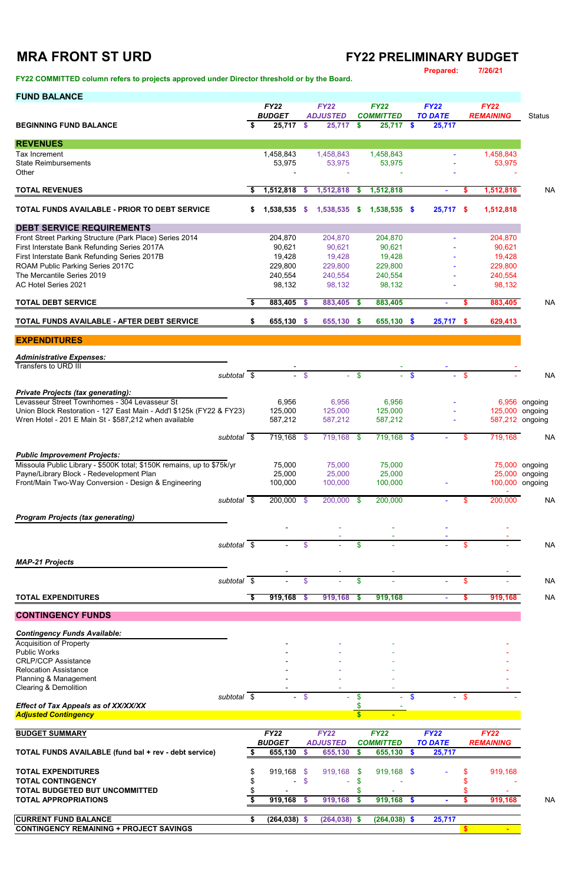# MRA FRONT ST URD

## FY22 PRELIMINARY BUDGET

**Prepared: 7/26/21**

**FY22 COMMITTED column refers to projects approved under Director threshold or by the Board.**

| FUND BALANCE | FY22 BUDGET | FY22 ADJUSTED | FY22 COMMITTED | FY22 TO DATE | FY22 REMAINING | Status |
|---|---|---|---|---|---|---|
| **BEGINNING FUND BALANCE** | **$ 25,717** | **$ 25,717** | **$ 25,717** | **$ 25,717** | | |
| **REVENUES** | | | | | | |
| Tax Increment | 1,458,843 | 1,458,843 | 1,458,843 | - | 1,458,843 | |
| State Reimbursements | 53,975 | 53,975 | 53,975 | - | 53,975 | |
| Other | - | - | - | - | - | |
| **TOTAL REVENUES** | **$ 1,512,818** | **$ 1,512,818** | **$ 1,512,818** | **-** | **$ 1,512,818** | NA |
| **TOTAL FUNDS AVAILABLE - PRIOR TO DEBT SERVICE** | **$ 1,538,535** | **$ 1,538,535** | **$ 1,538,535** | **$ 25,717** | **$ 1,512,818** | |
| **DEBT SERVICE REQUIREMENTS** | | | | | | |
| Front Street Parking Structure (Park Place) Series 2014 | 204,870 | 204,870 | 204,870 | - | 204,870 | |
| First Interstate Bank Refunding Series 2017A | 90,621 | 90,621 | 90,621 | - | 90,621 | |
| First Interstate Bank Refunding Series 2017B | 19,428 | 19,428 | 19,428 | - | 19,428 | |
| ROAM Public Parking Series 2017C | 229,800 | 229,800 | 229,800 | - | 229,800 | |
| The Mercantile Series 2019 | 240,554 | 240,554 | 240,554 | - | 240,554 | |
| AC Hotel Series 2021 | 98,132 | 98,132 | 98,132 | - | 98,132 | |
| **TOTAL DEBT SERVICE** | **$ 883,405** | **$ 883,405** | **$ 883,405** | **-** | **$ 883,405** | NA |
| **TOTAL FUNDS AVAILABLE - AFTER DEBT SERVICE** | **$ 655,130** | **$ 655,130** | **$ 655,130** | **$ 25,717** | **$ 629,413** | |
| **EXPENDITURES** | | | | | | |
| ***Administrative Expenses:*** | | | | | | |
| Transfers to URD III | - | - | - | - | - | |
| *subtotal* | $ - | $ - | $ - | $ - | $ - | NA |
| ***Private Projects (tax generating):*** | | | | | | |
| Levasseur Street Townhomes - 304 Levasseur St | 6,956 | 6,956 | 6,956 | - | 6,956 | ongoing |
| Union Block Restoration - 127 East Main - Add'l $125k (FY22 & FY23) | 125,000 | 125,000 | 125,000 | - | 125,000 | ongoing |
| Wren Hotel - 201 E Main St - $587,212 when available | 587,212 | 587,212 | 587,212 | - | 587,212 | ongoing |
| *subtotal* | $ 719,168 | $ 719,168 | $ 719,168 | $ - | $ 719,168 | NA |
| ***Public Improvement Projects:*** | | | | | | |
| Missoula Public Library - $500K total; $150K remains, up to $75k/yr | 75,000 | 75,000 | 75,000 | | 75,000 | ongoing |
| Payne/Library Block - Redevelopment Plan | 25,000 | 25,000 | 25,000 | | 25,000 | ongoing |
| Front/Main Two-Way Conversion - Design & Engineering | 100,000 | 100,000 | 100,000 | - | 100,000 | ongoing |
| *subtotal* | $ 200,000 | $ 200,000 | $ 200,000 | - | $ 200,000 | NA |
| ***Program Projects (tax generating)*** | | | | | | |
| | - | - | - | - | - | |
| | | - | - | - | - | |
| *subtotal* | $ - | $ - | $ - | - | $ - | NA |
| ***MAP-21 Projects*** | | | | | | |
| | - | - | - | | - | |
| *subtotal* | $ - | $ - | $ - | - | $ - | NA |
| **TOTAL EXPENDITURES** | **$ 919,168** | **$ 919,168** | **$ 919,168** | **-** | **$ 919,168** | NA |
| **CONTINGENCY FUNDS** | | | | | | |
| ***Contingency Funds Available:*** | | | | | | |
| Acquisition of Property | - | - | - | | - | |
| Public Works | - | - | - | | - | |
| CRLP/CCP Assistance | - | - | - | | - | |
| Relocation Assistance | - | - | - | | - | |
| Planning & Management | - | - | - | | - | |
| Clearing & Demolition | - | - | - | | - | |
| *subtotal* | $ - | $ - | $ - | $ - | $ - | |
| ***Effect of Tax Appeals as of XX/XX/XX*** | | | $ - | | | |
| ***Adjusted Contingency*** | | | $ - | | | |

| BUDGET SUMMARY | FY22 BUDGET | FY22 ADJUSTED | FY22 COMMITTED | FY22 TO DATE | FY22 REMAINING | Status |
|---|---|---|---|---|---|---|
| **TOTAL FUNDS AVAILABLE (fund bal + rev - debt service)** | **$ 655,130** | **$ 655,130** | **$ 655,130** | **$ 25,717** | | |
| **TOTAL EXPENDITURES** | $ 919,168 | $ 919,168 | $ 919,168 | $ - | $ 919,168 | |
| **TOTAL CONTINGENCY** | $ - | $ - | $ - | | $ - | |
| **TOTAL BUDGETED BUT UNCOMMITTED** | $ - | | $ - | | $ - | |
| **TOTAL APPROPRIATIONS** | **$ 919,168** | **$ 919,168** | **$ 919,168** | **$ -** | **$ 919,168** | NA |
| **CURRENT FUND BALANCE** | **$ (264,038)** | **$ (264,038)** | **$ (264,038)** | **$ 25,717** | | |
| **CONTINGENCY REMAINING + PROJECT SAVINGS** | | | | | **$ -** | |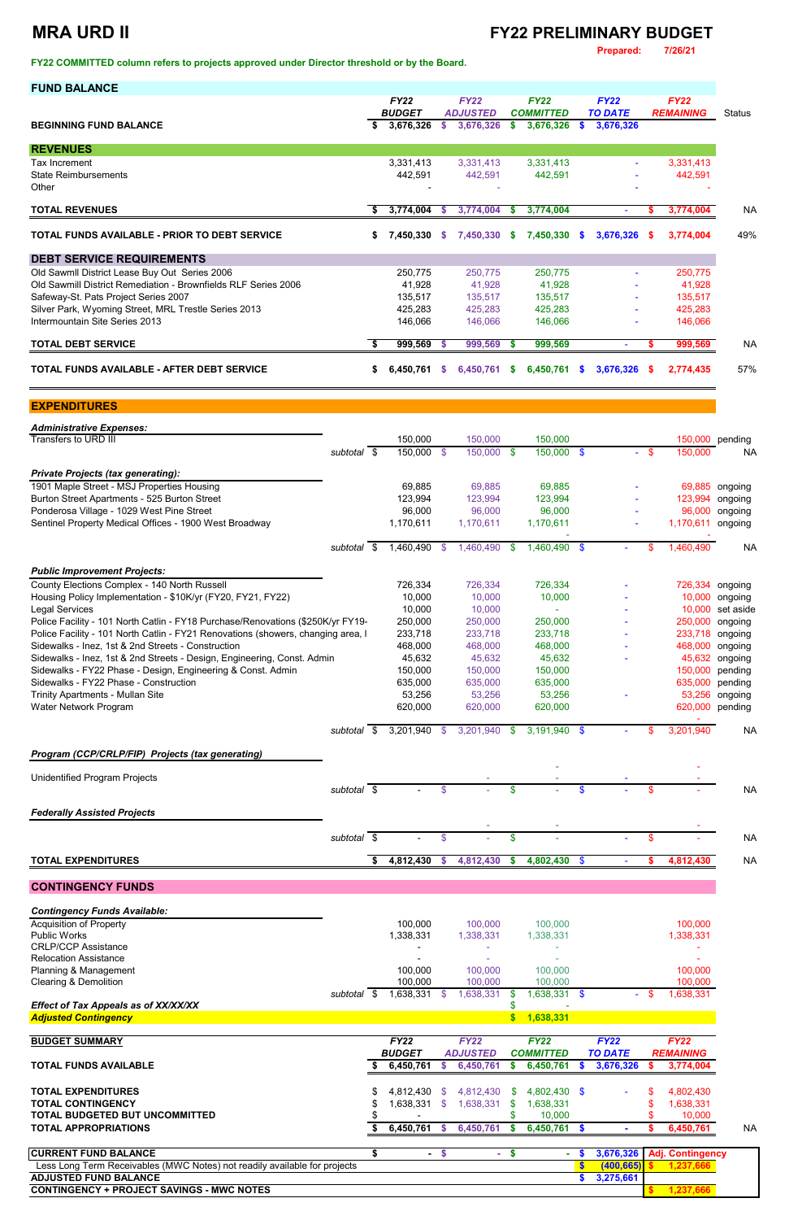# MRA URD II

## FY22 PRELIMINARY BUDGET

**Prepared: 7/26/21**

**FY22 COMMITTED column refers to projects approved under Director threshold or by the Board.**

| FUND BALANCE | | FY22 BUDGET | FY22 ADJUSTED | FY22 COMMITTED | FY22 TO DATE | FY22 REMAINING | Status |
|---|---|---|---|---|---|---|---|
| **BEGINNING FUND BALANCE** | | $ 3,676,326 | $ 3,676,326 | $ 3,676,326 | $ 3,676,326 | | |
| **REVENUES** | | | | | | | |
| Tax Increment | | 3,331,413 | 3,331,413 | 3,331,413 | - | 3,331,413 | |
| State Reimbursements | | 442,591 | 442,591 | 442,591 | - | 442,591 | |
| Other | | - | - | | - | - | |
| **TOTAL REVENUES** | | $ 3,774,004 | $ 3,774,004 | $ 3,774,004 | - | $ 3,774,004 | NA |
| **TOTAL FUNDS AVAILABLE - PRIOR TO DEBT SERVICE** | | $ 7,450,330 | $ 7,450,330 | $ 7,450,330 | $ 3,676,326 | $ 3,774,004 | 49% |
| **DEBT SERVICE REQUIREMENTS** | | | | | | | |
| Old Sawmill District Lease Buy Out Series 2006 | | 250,775 | 250,775 | 250,775 | - | 250,775 | |
| Old Sawmill District Remediation - Brownfields RLF Series 2006 | | 41,928 | 41,928 | 41,928 | - | 41,928 | |
| Safeway-St. Pats Project Series 2007 | | 135,517 | 135,517 | 135,517 | - | 135,517 | |
| Silver Park, Wyoming Street, MRL Trestle Series 2013 | | 425,283 | 425,283 | 425,283 | - | 425,283 | |
| Intermountain Site Series 2013 | | 146,066 | 146,066 | 146,066 | - | 146,066 | |
| **TOTAL DEBT SERVICE** | | $ 999,569 | $ 999,569 | $ 999,569 | - | $ 999,569 | NA |
| **TOTAL FUNDS AVAILABLE - AFTER DEBT SERVICE** | | $ 6,450,761 | $ 6,450,761 | $ 6,450,761 | $ 3,676,326 | $ 2,774,435 | 57% |
| **EXPENDITURES** | | | | | | | |
| ***Administrative Expenses:*** | | | | | | | |
| Transfers to URD III | | 150,000 | 150,000 | 150,000 | | 150,000 | pending |
| | subtotal | $ 150,000 | $ 150,000 | $ 150,000 | $ - | $ 150,000 | NA |
| ***Private Projects (tax generating):*** | | | | | | | |
| 1901 Maple Street - MSJ Properties Housing | | 69,885 | 69,885 | 69,885 | - | 69,885 | ongoing |
| Burton Street Apartments - 525 Burton Street | | 123,994 | 123,994 | 123,994 | - | 123,994 | ongoing |
| Ponderosa Village - 1029 West Pine Street | | 96,000 | 96,000 | 96,000 | - | 96,000 | ongoing |
| Sentinel Property Medical Offices - 1900 West Broadway | | 1,170,611 | 1,170,611 | 1,170,611 | - | 1,170,611 | ongoing |
| | subtotal | $ 1,460,490 | $ 1,460,490 | $ 1,460,490 | $ - | $ 1,460,490 | NA |
| ***Public Improvement Projects:*** | | | | | | | |
| County Elections Complex - 140 North Russell | | 726,334 | 726,334 | 726,334 | - | 726,334 | ongoing |
| Housing Policy Implementation - $10K/yr (FY20, FY21, FY22) | | 10,000 | 10,000 | 10,000 | - | 10,000 | ongoing |
| Legal Services | | 10,000 | 10,000 | - | - | 10,000 | set aside |
| Police Facility - 101 North Catlin - FY18 Purchase/Renovations ($250K/yr FY19- | | 250,000 | 250,000 | 250,000 | - | 250,000 | ongoing |
| Police Facility - 101 North Catlin - FY21 Renovations (showers, changing area, l | | 233,718 | 233,718 | 233,718 | - | 233,718 | ongoing |
| Sidewalks - Inez, 1st & 2nd Streets - Construction | | 468,000 | 468,000 | 468,000 | - | 468,000 | ongoing |
| Sidewalks - Inez, 1st & 2nd Streets - Design, Engineering, Const. Admin | | 45,632 | 45,632 | 45,632 | - | 45,632 | ongoing |
| Sidewalks - FY22 Phase - Design, Engineering & Const. Admin | | 150,000 | 150,000 | 150,000 | | 150,000 | pending |
| Sidewalks - FY22 Phase - Construction | | 635,000 | 635,000 | 635,000 | | 635,000 | pending |
| Trinity Apartments - Mullan Site | | 53,256 | 53,256 | 53,256 | - | 53,256 | ongoing |
| Water Network Program | | 620,000 | 620,000 | 620,000 | | 620,000 | pending |
| | subtotal | $ 3,201,940 | $ 3,201,940 | $ 3,191,940 | $ - | $ 3,201,940 | NA |
| ***Program (CCP/CRLP/FIP) Projects (tax generating)*** | | | | | | | |
| Unidentified Program Projects | | | - | - | - | - | |
| | subtotal | $ - | $ - | $ - | $ - | $ - | NA |
| ***Federally Assisted Projects*** | | | | | | | |
| | | | - | - | | - | |
| | subtotal | $ - | $ - | $ - | - | $ - | NA |
| **TOTAL EXPENDITURES** | | $ 4,812,430 | $ 4,812,430 | $ 4,802,430 | $ - | $ 4,812,430 | NA |
| **CONTINGENCY FUNDS** | | | | | | | |
| ***Contingency Funds Available:*** | | | | | | | |
| Acquisition of Property | | 100,000 | 100,000 | 100,000 | | 100,000 | |
| Public Works | | 1,338,331 | 1,338,331 | 1,338,331 | | 1,338,331 | |
| CRLP/CCP Assistance | | - | - | - | | - | |
| Relocation Assistance | | - | - | - | | - | |
| Planning & Management | | 100,000 | 100,000 | 100,000 | | 100,000 | |
| Clearing & Demolition | | 100,000 | 100,000 | 100,000 | | 100,000 | |
| | subtotal | $ 1,638,331 | $ 1,638,331 | $ 1,638,331 | $ - | $ 1,638,331 | |
| ***Effect of Tax Appeals as of XX/XX/XX*** | | | | $ - | | | |
| ***Adjusted Contingency*** | | | | $ 1,638,331 | | | |

| BUDGET SUMMARY | FY22 BUDGET | FY22 ADJUSTED | FY22 COMMITTED | FY22 TO DATE | FY22 REMAINING | |
|---|---|---|---|---|---|---|
| **TOTAL FUNDS AVAILABLE** | $ 6,450,761 | $ 6,450,761 | $ 6,450,761 | $ 3,676,326 | $ 3,774,004 | |
| **TOTAL EXPENDITURES** | $ 4,812,430 | $ 4,812,430 | $ 4,802,430 | $ - | $ 4,802,430 | |
| **TOTAL CONTINGENCY** | $ 1,638,331 | $ 1,638,331 | $ 1,638,331 | | $ 1,638,331 | |
| **TOTAL BUDGETED BUT UNCOMMITTED** | $ - | | $ 10,000 | | $ 10,000 | |
| **TOTAL APPROPRIATIONS** | $ 6,450,761 | $ 6,450,761 | $ 6,450,761 | $ - | $ 6,450,761 | NA |

| | | | | | |
|---|---|---|---|---|---|
| **CURRENT FUND BALANCE** | $ - | $ - | $ - | $ 3,676,326 | **Adj. Contingency** |
| Less Long Term Receivables (MWC Notes) not readily available for projects | | | | $ (400,665) | $ 1,237,666 |
| **ADJUSTED FUND BALANCE** | | | | $ 3,275,661 | |
| **CONTINGENCY + PROJECT SAVINGS - MWC NOTES** | | | | | $ 1,237,666 |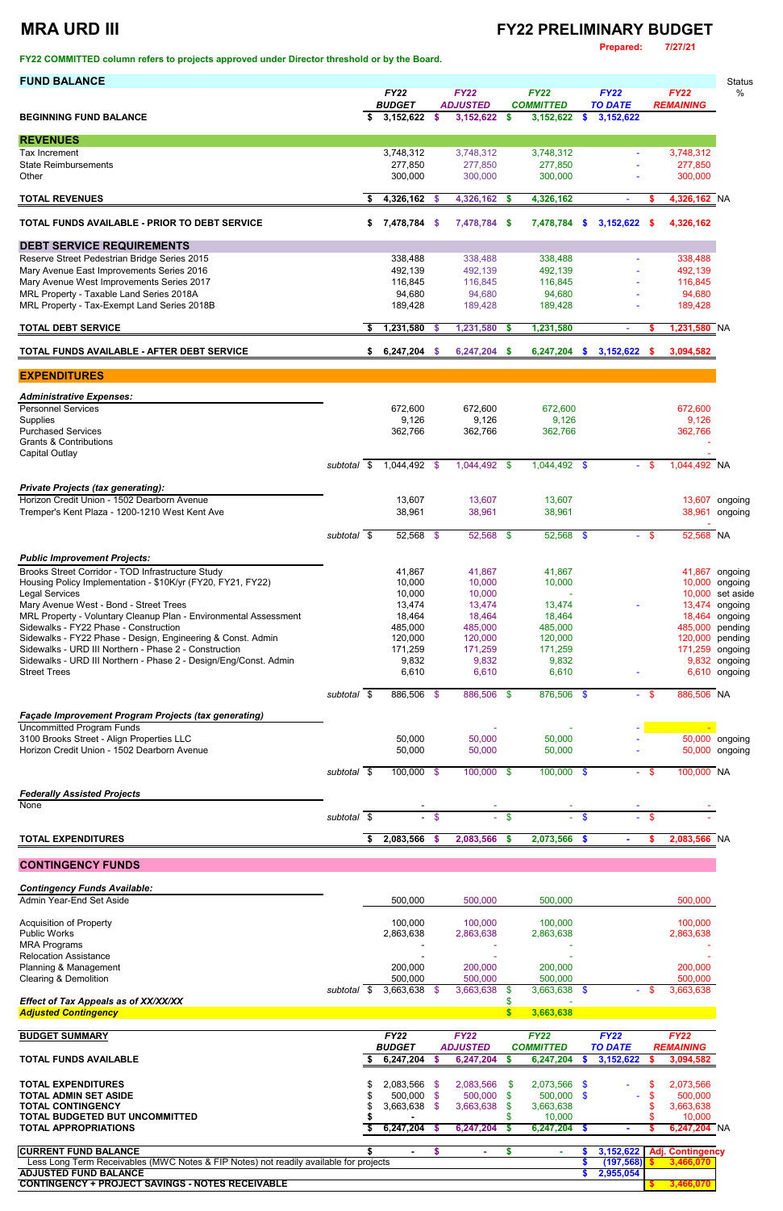# MRA URD III

# FY22 PRELIMINARY BUDGET

Prepared: 7/27/21

**FY22 COMMITTED column refers to projects approved under Director threshold or by the Board.**

| FUND BALANCE | | FY22 BUDGET | FY22 ADJUSTED | FY22 COMMITTED | FY22 TO DATE | FY22 REMAINING | Status % |
|---|---|---|---|---|---|---|---|
| **BEGINNING FUND BALANCE** | | $ 3,152,622 | $ 3,152,622 | $ 3,152,622 | $ 3,152,622 | | |
| **REVENUES** | | | | | | | |
| Tax Increment | | 3,748,312 | 3,748,312 | 3,748,312 | - | 3,748,312 | |
| State Reimbursements | | 277,850 | 277,850 | 277,850 | - | 277,850 | |
| Other | | 300,000 | 300,000 | 300,000 | - | 300,000 | |
| **TOTAL REVENUES** | | $ 4,326,162 | $ 4,326,162 | $ 4,326,162 | - | $ 4,326,162 | NA |
| **TOTAL FUNDS AVAILABLE - PRIOR TO DEBT SERVICE** | | $ 7,478,784 | $ 7,478,784 | $ 7,478,784 | $ 3,152,622 | $ 4,326,162 | |
| **DEBT SERVICE REQUIREMENTS** | | | | | | | |
| Reserve Street Pedestrian Bridge Series 2015 | | 338,488 | 338,488 | 338,488 | - | 338,488 | |
| Mary Avenue East Improvements Series 2016 | | 492,139 | 492,139 | 492,139 | - | 492,139 | |
| Mary Avenue West Improvements Series 2017 | | 116,845 | 116,845 | 116,845 | - | 116,845 | |
| MRL Property - Taxable Land Series 2018A | | 94,680 | 94,680 | 94,680 | - | 94,680 | |
| MRL Property - Tax-Exempt Land Series 2018B | | 189,428 | 189,428 | 189,428 | - | 189,428 | |
| **TOTAL DEBT SERVICE** | | $ 1,231,580 | $ 1,231,580 | $ 1,231,580 | - | $ 1,231,580 | NA |
| **TOTAL FUNDS AVAILABLE - AFTER DEBT SERVICE** | | $ 6,247,204 | $ 6,247,204 | $ 6,247,204 | $ 3,152,622 | $ 3,094,582 | |
| **EXPENDITURES** | | | | | | | |
| ***Administrative Expenses:*** | | | | | | | |
| Personnel Services | | 672,600 | 672,600 | 672,600 | | 672,600 | |
| Supplies | | 9,126 | 9,126 | 9,126 | | 9,126 | |
| Purchased Services | | 362,766 | 362,766 | 362,766 | | 362,766 | |
| Grants & Contributions | | | | | | - | |
| Capital Outlay | | | | | | - | |
| | *subtotal* | $ 1,044,492 | $ 1,044,492 | $ 1,044,492 | $ - | $ 1,044,492 | NA |
| ***Private Projects (tax generating):*** | | | | | | | |
| Horizon Credit Union - 1502 Dearborn Avenue | | 13,607 | 13,607 | 13,607 | | 13,607 | ongoing |
| Tremper's Kent Plaza - 1200-1210 West Kent Ave | | 38,961 | 38,961 | 38,961 | | 38,961 | ongoing |
| | | | | | | - | |
| | *subtotal* | $ 52,568 | $ 52,568 | $ 52,568 | $ - | $ 52,568 | NA |
| ***Public Improvement Projects:*** | | | | | | | |
| Brooks Street Corridor - TOD Infrastructure Study | | 41,867 | 41,867 | 41,867 | | 41,867 | ongoing |
| Housing Policy Implementation - $10K/yr (FY20, FY21, FY22) | | 10,000 | 10,000 | 10,000 | | 10,000 | ongoing |
| Legal Services | | 10,000 | 10,000 | - | | 10,000 | set aside |
| Mary Avenue West - Bond - Street Trees | | 13,474 | 13,474 | 13,474 | - | 13,474 | ongoing |
| MRL Property - Voluntary Cleanup Plan - Environmental Assessment | | 18,464 | 18,464 | 18,464 | | 18,464 | ongoing |
| Sidewalks - FY22 Phase - Construction | | 485,000 | 485,000 | 485,000 | | 485,000 | pending |
| Sidewalks - FY22 Phase - Design, Engineering & Const. Admin | | 120,000 | 120,000 | 120,000 | | 120,000 | pending |
| Sidewalks - URD III Northern - Phase 2 - Construction | | 171,259 | 171,259 | 171,259 | | 171,259 | ongoing |
| Sidewalks - URD III Northern - Phase 2 - Design/Eng/Const. Admin | | 9,832 | 9,832 | 9,832 | | 9,832 | ongoing |
| Street Trees | | 6,610 | 6,610 | 6,610 | - | 6,610 | ongoing |
| | *subtotal* | $ 886,506 | $ 886,506 | $ 876,506 | $ - | $ 886,506 | NA |
| ***Façade Improvement Program Projects (tax generating)*** | | | | | | | |
| Uncommitted Program Funds | | | - | - | - | - | |
| 3100 Brooks Street - Align Properties LLC | | 50,000 | 50,000 | 50,000 | - | 50,000 | ongoing |
| Horizon Credit Union - 1502 Dearborn Avenue | | 50,000 | 50,000 | 50,000 | - | 50,000 | ongoing |
| | *subtotal* | $ 100,000 | $ 100,000 | $ 100,000 | $ - | $ 100,000 | NA |
| ***Federally Assisted Projects*** | | | | | | | |
| None | | - | - | - | - | - | |
| | *subtotal* | $ - | $ - | $ - | $ - | $ - | |
| **TOTAL EXPENDITURES** | | $ 2,083,566 | $ 2,083,566 | $ 2,073,566 | $ - | $ 2,083,566 | NA |
| **CONTINGENCY FUNDS** | | | | | | | |
| ***Contingency Funds Available:*** | | | | | | | |
| Admin Year-End Set Aside | | 500,000 | 500,000 | 500,000 | | 500,000 | |
| Acquisition of Property | | 100,000 | 100,000 | 100,000 | | 100,000 | |
| Public Works | | 2,863,638 | 2,863,638 | 2,863,638 | | 2,863,638 | |
| MRA Programs | | - | - | - | | - | |
| Relocation Assistance | | - | - | - | | - | |
| Planning & Management | | 200,000 | 200,000 | 200,000 | | 200,000 | |
| Clearing & Demolition | | 500,000 | 500,000 | 500,000 | | 500,000 | |
| | *subtotal* | $ 3,663,638 | $ 3,663,638 | $ 3,663,638 | $ - | $ 3,663,638 | |
| ***Effect of Tax Appeals as of XX/XX/XX*** | | | | $ - | | | |
| ***Adjusted Contingency*** | | | | $ 3,663,638 | | | |

| BUDGET SUMMARY | FY22 BUDGET | FY22 ADJUSTED | FY22 COMMITTED | FY22 TO DATE | FY22 REMAINING | |
|---|---|---|---|---|---|---|
| **TOTAL FUNDS AVAILABLE** | $ 6,247,204 | $ 6,247,204 | $ 6,247,204 | $ 3,152,622 | $ 3,094,582 | |
| **TOTAL EXPENDITURES** | $ 2,083,566 | $ 2,083,566 | $ 2,073,566 | $ - | $ 2,073,566 | |
| **TOTAL ADMIN SET ASIDE** | $ 500,000 | $ 500,000 | $ 500,000 | $ - | $ 500,000 | |
| **TOTAL CONTINGENCY** | $ 3,663,638 | $ 3,663,638 | $ 3,663,638 | | $ 3,663,638 | |
| **TOTAL BUDGETED BUT UNCOMMITTED** | $ - | | $ 10,000 | | $ 10,000 | |
| **TOTAL APPROPRIATIONS** | $ 6,247,204 | $ 6,247,204 | $ 6,247,204 | $ - | $ 6,247,204 | NA |
| **CURRENT FUND BALANCE** | $ - | $ - | $ - | $ 3,152,622 | Adj. Contingency | |
| Less Long Term Receivables (MWC Notes & FIP Notes) not readily available for projects | | | | $ (197,568) | $ 3,466,070 | |
| **ADJUSTED FUND BALANCE** | | | | $ 2,955,054 | | |
| **CONTINGENCY + PROJECT SAVINGS - NOTES RECEIVABLE** | | | | | $ 3,466,070 | |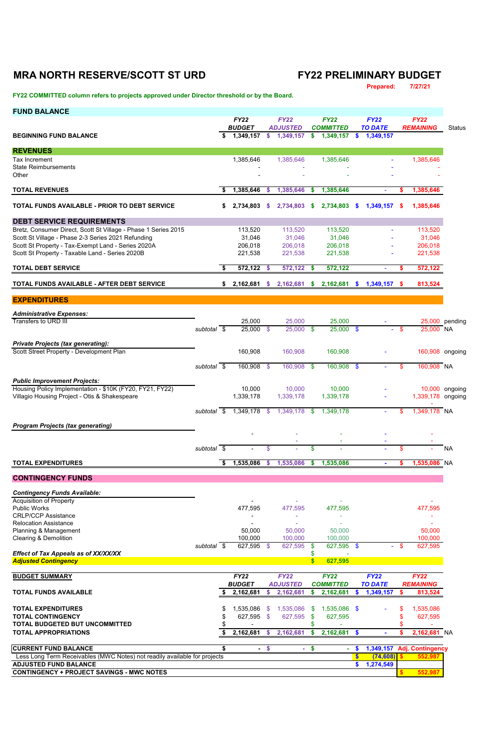# MRA NORTH RESERVE/SCOTT ST URD

# FY22 PRELIMINARY BUDGET

**Prepared:** 7/27/21

**FY22 COMMITTED column refers to projects approved under Director threshold or by the Board.**

## FUND BALANCE

| | FY22 BUDGET | FY22 ADJUSTED | FY22 COMMITTED | FY22 TO DATE | FY22 REMAINING | Status |
|---|---|---|---|---|---|---|
| **BEGINNING FUND BALANCE** | $ 1,349,157 | $ 1,349,157 | $ 1,349,157 | $ 1,349,157 | | |
| **REVENUES** | | | | | | |
| Tax Increment | 1,385,646 | 1,385,646 | 1,385,646 | - | 1,385,646 | |
| State Reimbursements | - | - | - | - | - | |
| Other | - | - | - | - | - | |
| **TOTAL REVENUES** | $ 1,385,646 | $ 1,385,646 | $ 1,385,646 | - | $ 1,385,646 | |
| **TOTAL FUNDS AVAILABLE - PRIOR TO DEBT SERVICE** | $ 2,734,803 | $ 2,734,803 | $ 2,734,803 | $ 1,349,157 | $ 1,385,646 | |
| **DEBT SERVICE REQUIREMENTS** | | | | | | |
| Bretz, Consumer Direct, Scott St Village - Phase 1 Series 2015 | 113,520 | 113,520 | 113,520 | - | 113,520 | |
| Scott St Village - Phase 2-3 Series 2021 Refunding | 31,046 | 31,046 | 31,046 | - | 31,046 | |
| Scott St Property - Tax-Exempt Land - Series 2020A | 206,018 | 206,018 | 206,018 | - | 206,018 | |
| Scott St Property - Taxable Land - Series 2020B | 221,538 | 221,538 | 221,538 | - | 221,538 | |
| **TOTAL DEBT SERVICE** | $ 572,122 | $ 572,122 | $ 572,122 | - | $ 572,122 | |
| **TOTAL FUNDS AVAILABLE - AFTER DEBT SERVICE** | $ 2,162,681 | $ 2,162,681 | $ 2,162,681 | $ 1,349,157 | $ 813,524 | |

## EXPENDITURES

| | FY22 BUDGET | FY22 ADJUSTED | FY22 COMMITTED | FY22 TO DATE | FY22 REMAINING | Status |
|---|---|---|---|---|---|---|
| ***Administrative Expenses:*** | | | | | | |
| Transfers to URD III | 25,000 | 25,000 | 25,000 | - | 25,000 | pending |
| *subtotal* | $ 25,000 | $ 25,000 | $ 25,000 | $ - | $ 25,000 | NA |
| ***Private Projects (tax generating):*** | | | | | | |
| Scott Street Property - Development Plan | 160,908 | 160,908 | 160,908 | - | 160,908 | ongoing |
| *subtotal* | $ 160,908 | $ 160,908 | $ 160,908 | $ - | $ 160,908 | NA |
| ***Public Improvement Projects:*** | | | | | | |
| Housing Policy Implementation - $10K (FY20, FY21, FY22) | 10,000 | 10,000 | 10,000 | - | 10,000 | ongoing |
| Villagio Housing Project - Otis & Shakespeare | 1,339,178 | 1,339,178 | 1,339,178 | - | 1,339,178 | ongoing |
| *subtotal* | $ 1,349,178 | $ 1,349,178 | $ 1,349,178 | - | $ 1,349,178 | NA |
| ***Program Projects (tax generating)*** | | | | | | |
| | - | - | - | - | - | |
| | | - | - | - | - | |
| *subtotal* | $ - | $ - | $ - | - | $ - | NA |
| **TOTAL EXPENDITURES** | $ 1,535,086 | $ 1,535,086 | $ 1,535,086 | - | $ 1,535,086 | NA |

## CONTINGENCY FUNDS

| | FY22 BUDGET | FY22 ADJUSTED | FY22 COMMITTED | FY22 TO DATE | FY22 REMAINING |
|---|---|---|---|---|---|
| ***Contingency Funds Available:*** | | | | | |
| Acquisition of Property | - | - | - | | - |
| Public Works | 477,595 | 477,595 | 477,595 | | 477,595 |
| CRLP/CCP Assistance | - | - | - | | - |
| Relocation Assistance | - | - | - | | - |
| Planning & Management | 50,000 | 50,000 | 50,000 | | 50,000 |
| Clearing & Demolition | 100,000 | 100,000 | 100,000 | | 100,000 |
| *subtotal* | $ 627,595 | $ 627,595 | $ 627,595 | $ - | $ 627,595 |
| ***Effect of Tax Appeals as of XX/XX/XX*** | | | $ - | | |
| ***Adjusted Contingency*** | | | $ 627,595 | | |

## BUDGET SUMMARY

| | FY22 BUDGET | FY22 ADJUSTED | FY22 COMMITTED | FY22 TO DATE | FY22 REMAINING | |
|---|---|---|---|---|---|---|
| **TOTAL FUNDS AVAILABLE** | $ 2,162,681 | $ 2,162,681 | $ 2,162,681 | $ 1,349,157 | $ 813,524 | |
| **TOTAL EXPENDITURES** | $ 1,535,086 | $ 1,535,086 | $ 1,535,086 | $ - | $ 1,535,086 | |
| **TOTAL CONTINGENCY** | $ 627,595 | $ 627,595 | $ 627,595 | | $ 627,595 | |
| **TOTAL BUDGETED BUT UNCOMMITTED** | $ - | | $ - | | $ - | |
| **TOTAL APPROPRIATIONS** | $ 2,162,681 | $ 2,162,681 | $ 2,162,681 | $ - | $ 2,162,681 | NA |

| | | | | | |
|---|---|---|---|---|---|
| **CURRENT FUND BALANCE** | $ - | $ - | $ - | $ 1,349,157 | Adj. Contingency |
| Less Long Term Receivables (MWC Notes) not readily available for projects | | | | $ (74,608) | $ 552,987 |
| **ADJUSTED FUND BALANCE** | | | | $ 1,274,549 | |
| **CONTINGENCY + PROJECT SAVINGS - MWC NOTES** | | | | | $ 552,987 |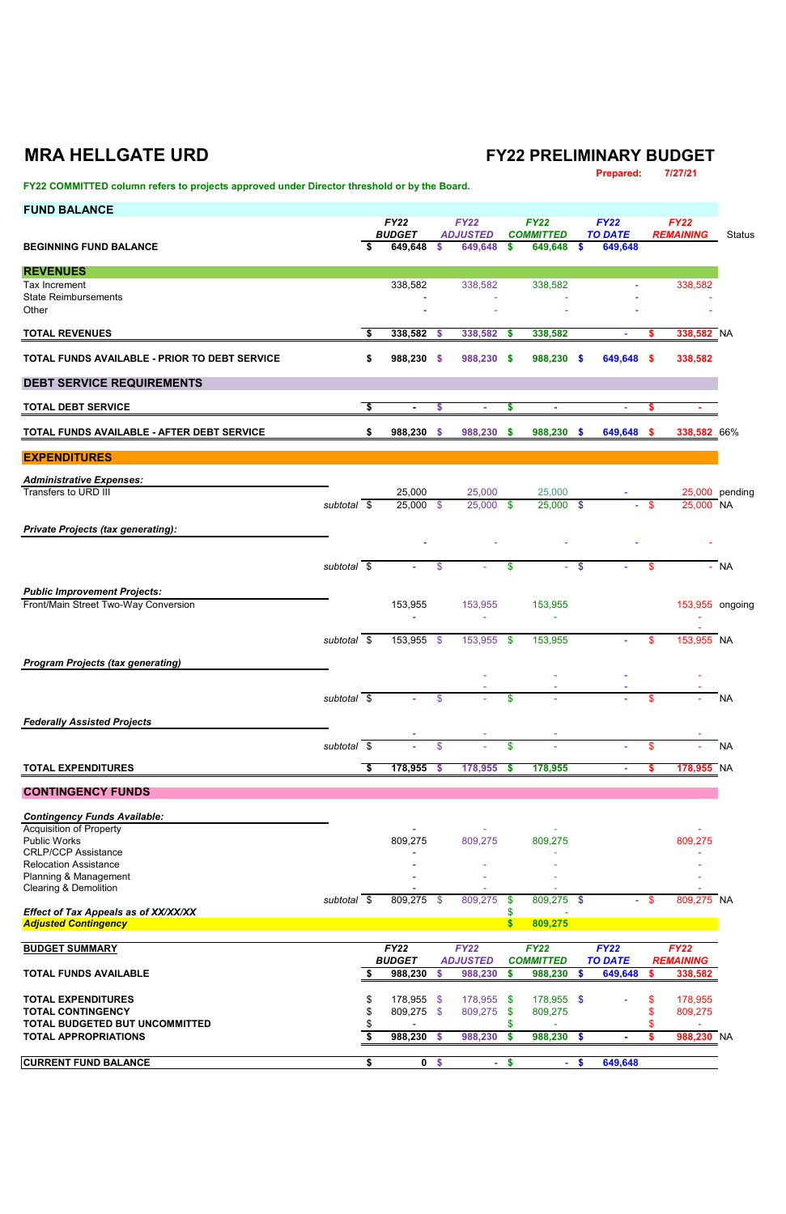# MRA HELLGATE URD

## FY22 PRELIMINARY BUDGET

**Prepared: 7/27/21**

**FY22 COMMITTED column refers to projects approved under Director threshold or by the Board.**

| FUND BALANCE | | FY22 BUDGET | FY22 ADJUSTED | FY22 COMMITTED | FY22 TO DATE | FY22 REMAINING | Status |
|---|---|---|---|---|---|---|---|
| **BEGINNING FUND BALANCE** | | $ 649,648 | $ 649,648 | $ 649,648 | $ 649,648 | | |
| **REVENUES** | | | | | | | |
| Tax Increment | | 338,582 | 338,582 | 338,582 | - | 338,582 | |
| State Reimbursements | | - | - | - | - | - | |
| Other | | - | - | - | - | - | |
| **TOTAL REVENUES** | | $ 338,582 | $ 338,582 | $ 338,582 | - | $ 338,582 | NA |
| **TOTAL FUNDS AVAILABLE - PRIOR TO DEBT SERVICE** | | $ 988,230 | $ 988,230 | $ 988,230 | $ 649,648 | $ 338,582 | |
| **DEBT SERVICE REQUIREMENTS** | | | | | | | |
| **TOTAL DEBT SERVICE** | | $ - | $ - | $ - | - | $ - | |
| **TOTAL FUNDS AVAILABLE - AFTER DEBT SERVICE** | | $ 988,230 | $ 988,230 | $ 988,230 | $ 649,648 | $ 338,582 | 66% |
| **EXPENDITURES** | | | | | | | |
| ***Administrative Expenses:*** | | | | | | | |
| Transfers to URD III | | 25,000 | 25,000 | 25,000 | - | 25,000 | pending |
| | *subtotal* | $ 25,000 | $ 25,000 | $ 25,000 | $ - | $ 25,000 | NA |
| ***Private Projects (tax generating):*** | | | | | | | |
| | | - | - | - | - | - | |
| | *subtotal* | $ - | $ - | $ - | $ - | $ - | NA |
| ***Public Improvement Projects:*** | | | | | | | |
| Front/Main Street Two-Way Conversion | | 153,955 | 153,955 | 153,955 | | 153,955 | ongoing |
| | | - | - | - | | - | |
| | *subtotal* | $ 153,955 | $ 153,955 | $ 153,955 | - | $ 153,955 | NA |
| ***Program Projects (tax generating)*** | | | | | | | |
| | | | - | - | - | - | |
| | | | - | - | - | - | |
| | *subtotal* | $ - | $ - | $ - | - | $ - | NA |
| ***Federally Assisted Projects*** | | | | | | | |
| | | - | - | - | | | |
| | *subtotal* | $ - | $ - | $ - | - | $ - | NA |
| **TOTAL EXPENDITURES** | | $ 178,955 | $ 178,955 | $ 178,955 | - | $ 178,955 | NA |
| **CONTINGENCY FUNDS** | | | | | | | |
| ***Contingency Funds Available:*** | | | | | | | |
| Acquisition of Property | | - | - | - | | - | |
| Public Works | | 809,275 | 809,275 | 809,275 | | 809,275 | |
| CRLP/CCP Assistance | | - | | - | | - | |
| Relocation Assistance | | - | - | - | | - | |
| Planning & Management | | - | - | - | | - | |
| Clearing & Demolition | | - | - | - | | - | |
| | *subtotal* | $ 809,275 | $ 809,275 | $ 809,275 | $ - | $ 809,275 | NA |
| ***Effect of Tax Appeals as of XX/XX/XX*** | | | | $ - | | | |
| ***Adjusted Contingency*** | | | | $ 809,275 | | | |

| BUDGET SUMMARY | FY22 BUDGET | FY22 ADJUSTED | FY22 COMMITTED | FY22 TO DATE | FY22 REMAINING | |
|---|---|---|---|---|---|---|
| **TOTAL FUNDS AVAILABLE** | $ 988,230 | $ 988,230 | $ 988,230 | $ 649,648 | $ 338,582 | |
| **TOTAL EXPENDITURES** | $ 178,955 | $ 178,955 | $ 178,955 | $ - | $ 178,955 | |
| **TOTAL CONTINGENCY** | $ 809,275 | $ 809,275 | $ 809,275 | | $ 809,275 | |
| **TOTAL BUDGETED BUT UNCOMMITTED** | $ - | | $ - | | $ - | |
| **TOTAL APPROPRIATIONS** | $ 988,230 | $ 988,230 | $ 988,230 | $ - | $ 988,230 | NA |
| **CURRENT FUND BALANCE** | $ 0 | $ - | $ - | $ 649,648 | | |